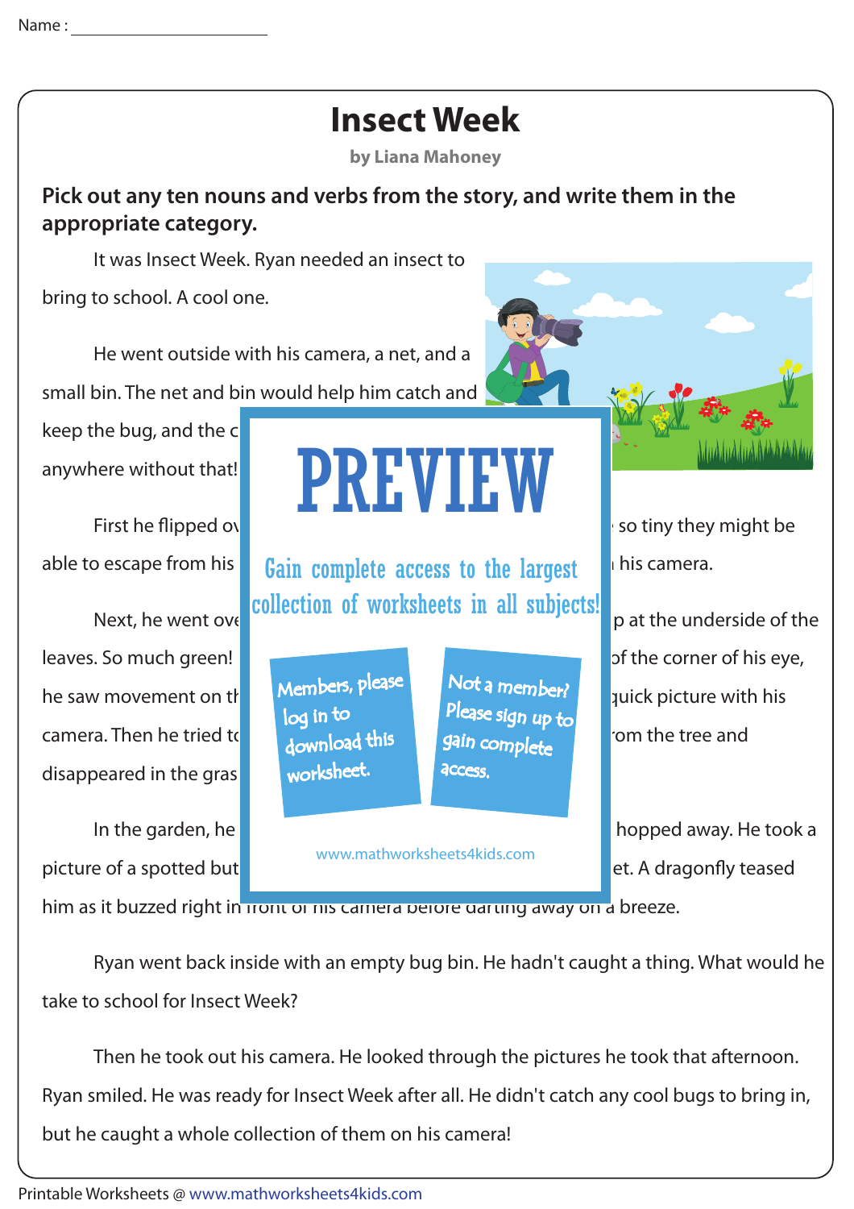Name : _______________________

# Insect Week

**by Liana Mahoney**

**Pick out any ten nouns and verbs from the story, and write them in the appropriate category.**

It was Insect Week. Ryan needed an insect to bring to school. A cool one.

He went outside with his camera, a net, and a small bin. The net and bin would help him catch and keep the bug, and the c anywhere without that!

First he flipped ov so tiny they might be able to escape from his his camera.

Next, he went ove p at the underside of the leaves. So much green! of the corner of his eye, he saw movement on th quick picture with his camera. Then he tried to rom the tree and disappeared in the gras

In the garden, he hopped away. He took a picture of a spotted but et. A dragonfly teased him as it buzzed right in front of his camera before darting away on a breeze.

PREVIEW

Gain complete access to the largest collection of worksheets in all subjects!

Members, please log in to download this worksheet.

Not a member? Please sign up to gain complete access.

www.mathworksheets4kids.com

Ryan went back inside with an empty bug bin. He hadn't caught a thing. What would he take to school for Insect Week?

Then he took out his camera. He looked through the pictures he took that afternoon. Ryan smiled. He was ready for Insect Week after all. He didn't catch any cool bugs to bring in, but he caught a whole collection of them on his camera!

Printable Worksheets @ www.mathworksheets4kids.com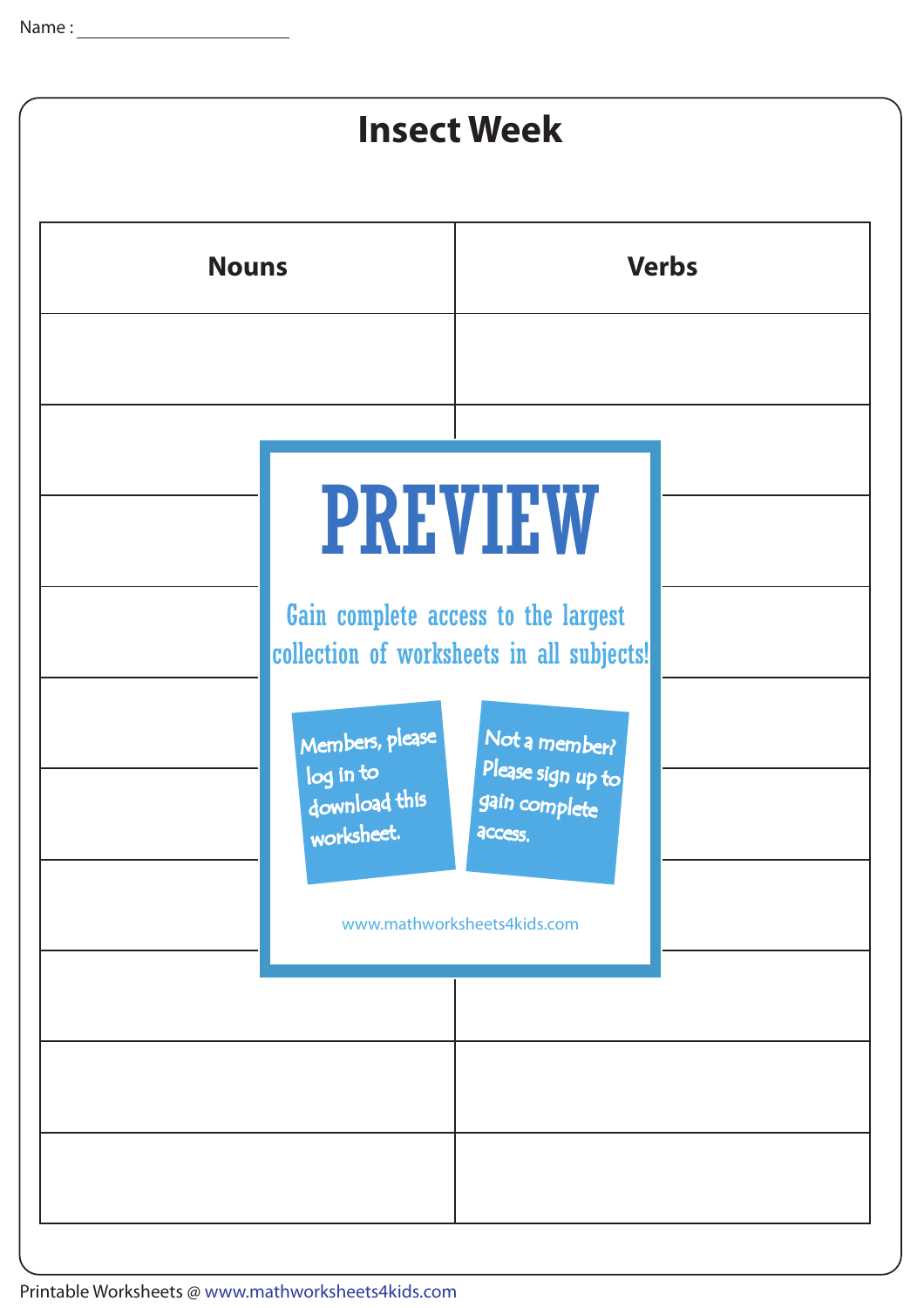Name : ______________________

# Insect Week

| Nouns | Verbs |
|---|---|
| | |
| | |
| | |
| | |
| | |
| | |
| | |
| | |
| | |
| | |

PREVIEW

Gain complete access to the largest collection of worksheets in all subjects!

Members, please log in to download this worksheet.

Not a member? Please sign up to gain complete access.

www.mathworksheets4kids.com

Printable Worksheets @ www.mathworksheets4kids.com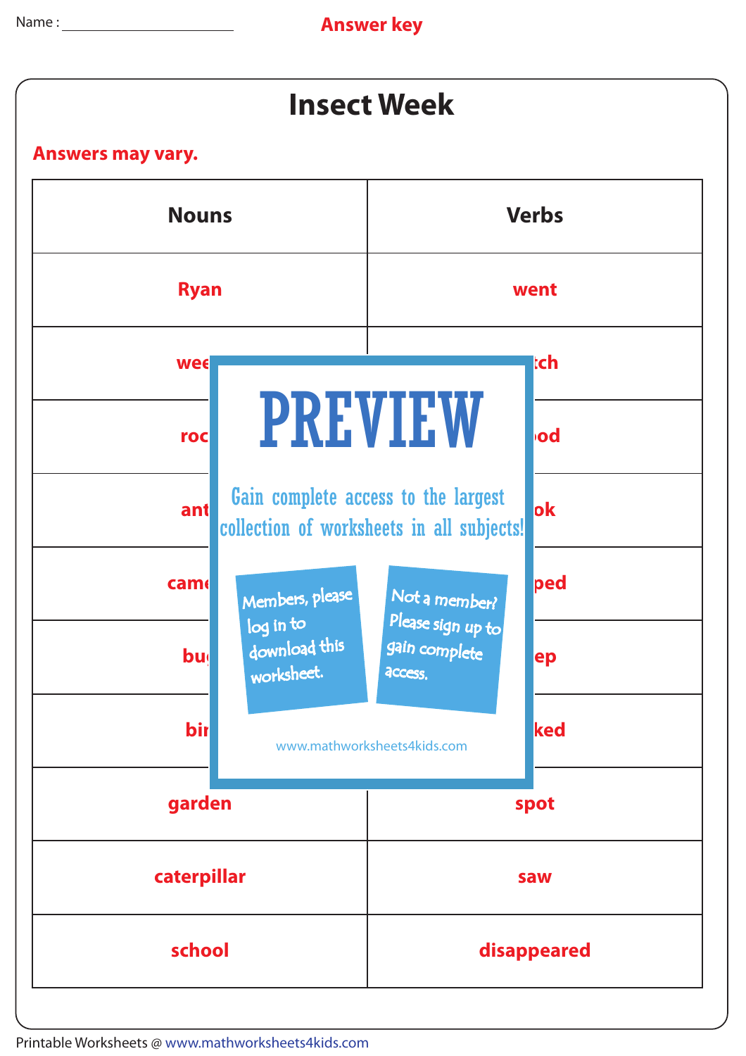Name : ______________________ **Answer key**

# Insect Week

**Answers may vary.**

| Nouns | Verbs |
|---|---|
| Ryan | went |
| wee | tch |
| roc | od |
| ant | ok |
| came | ped |
| bu | ep |
| bir | ked |
| garden | spot |
| caterpillar | saw |
| school | disappeared |

PREVIEW

Gain complete access to the largest collection of worksheets in all subjects!

Members, please log in to download this worksheet.

Not a member? Please sign up to gain complete access.

www.mathworksheets4kids.com